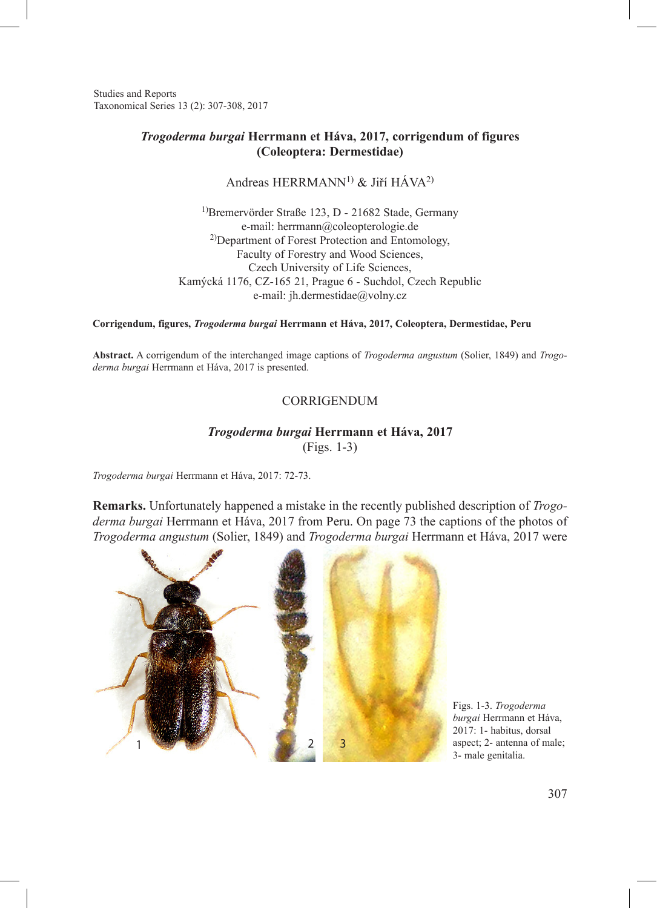# *Trogoderma burgai* Herrmann et Háva, 2017, corrigendum of figures (Coleoptera: Dermestidae)

Andreas HERRMANN[1)] & Jiří HÁVA[2)]

[1)]Bremervörder Straße 123, D - 21682 Stade, Germany
e-mail: herrmann@coleopterologie.de
[2)]Department of Forest Protection and Entomology,
Faculty of Forestry and Wood Sciences,
Czech University of Life Sciences,
Kamýcká 1176, CZ-165 21, Prague 6 - Suchdol, Czech Republic
e-mail: jh.dermestidae@volny.cz

**Corrigendum, figures, *Trogoderma burgai* Herrmann et Háva, 2017, Coleoptera, Dermestidae, Peru**

**Abstract.** A corrigendum of the interchanged image captions of *Trogoderma angustum* (Solier, 1849) and *Trogoderma burgai* Herrmann et Háva, 2017 is presented.

## CORRIGENDUM

### *Trogoderma burgai* Herrmann et Háva, 2017
(Figs. 1-3)

*Trogoderma burgai* Herrmann et Háva, 2017: 72-73.

**Remarks.** Unfortunately happened a mistake in the recently published description of *Trogoderma burgai* Herrmann et Háva, 2017 from Peru. On page 73 the captions of the photos of *Trogoderma angustum* (Solier, 1849) and *Trogoderma burgai* Herrmann et Háva, 2017 were

Figs. 1-3. *Trogoderma burgai* Herrmann et Háva, 2017: 1- habitus, dorsal aspect; 2- antenna of male; 3- male genitalia.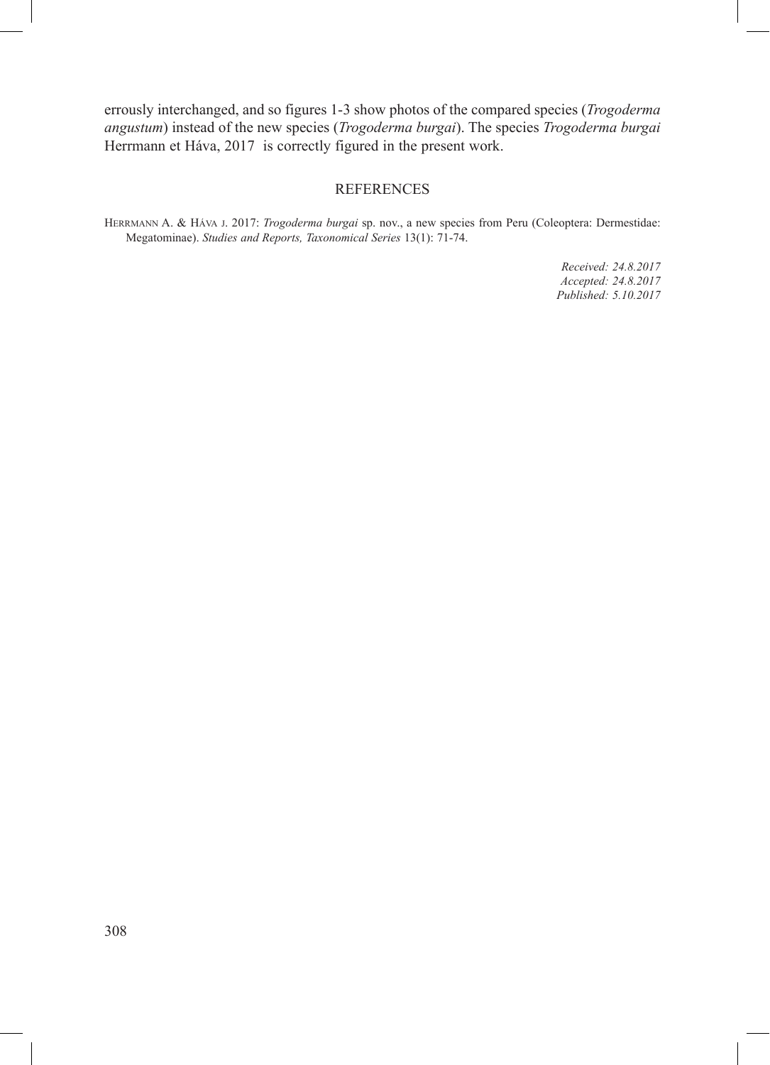errously interchanged, and so figures 1-3 show photos of the compared species (*Trogoderma angustum*) instead of the new species (*Trogoderma burgai*). The species *Trogoderma burgai* Herrmann et Háva, 2017 is correctly figured in the present work.

## REFERENCES

Herrmann A. & Háva J. 2017: *Trogoderma burgai* sp. nov., a new species from Peru (Coleoptera: Dermestidae: Megatominae). *Studies and Reports, Taxonomical Series* 13(1): 71-74.

*Received: 24.8.2017*
*Accepted: 24.8.2017*
*Published: 5.10.2017*